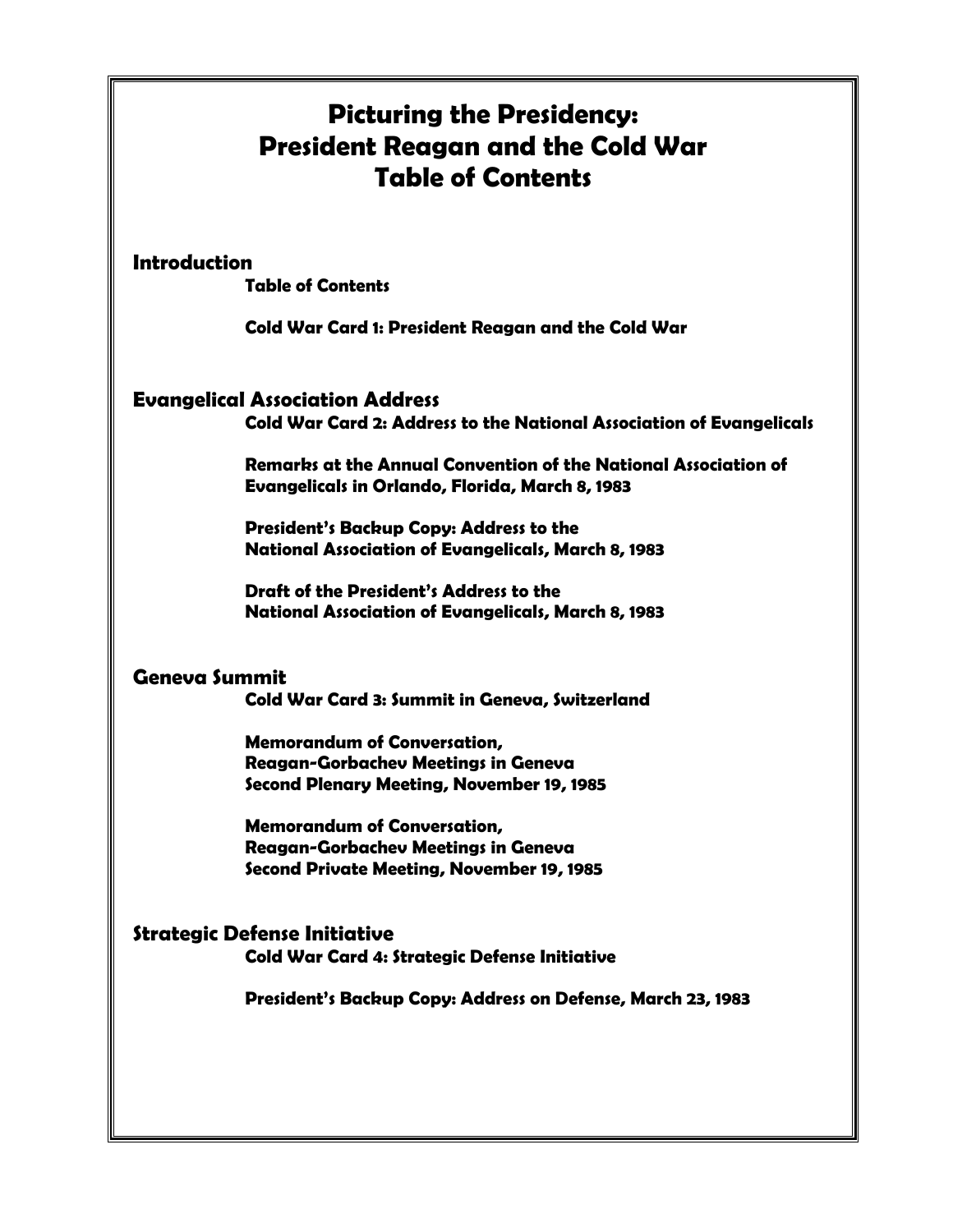# Picturing the Presidency: President Reagan and the Cold War Table of Contents

## Introduction

**Table of Contents**

**Cold War Card 1: President Reagan and the Cold War**

## Evangelical Association Address

**Cold War Card 2: Address to the National Association of Evangelicals**

**Remarks at the Annual Convention of the National Association of Evangelicals in Orlando, Florida, March 8, 1983**

**President's Backup Copy: Address to the National Association of Evangelicals, March 8, 1983**

**Draft of the President's Address to the National Association of Evangelicals, March 8, 1983**

## Geneva Summit

**Cold War Card 3: Summit in Geneva, Switzerland**

**Memorandum of Conversation, Reagan-Gorbachev Meetings in Geneva Second Plenary Meeting, November 19, 1985**

**Memorandum of Conversation, Reagan-Gorbachev Meetings in Geneva Second Private Meeting, November 19, 1985**

## Strategic Defense Initiative

**Cold War Card 4: Strategic Defense Initiative**

**President's Backup Copy: Address on Defense, March 23, 1983**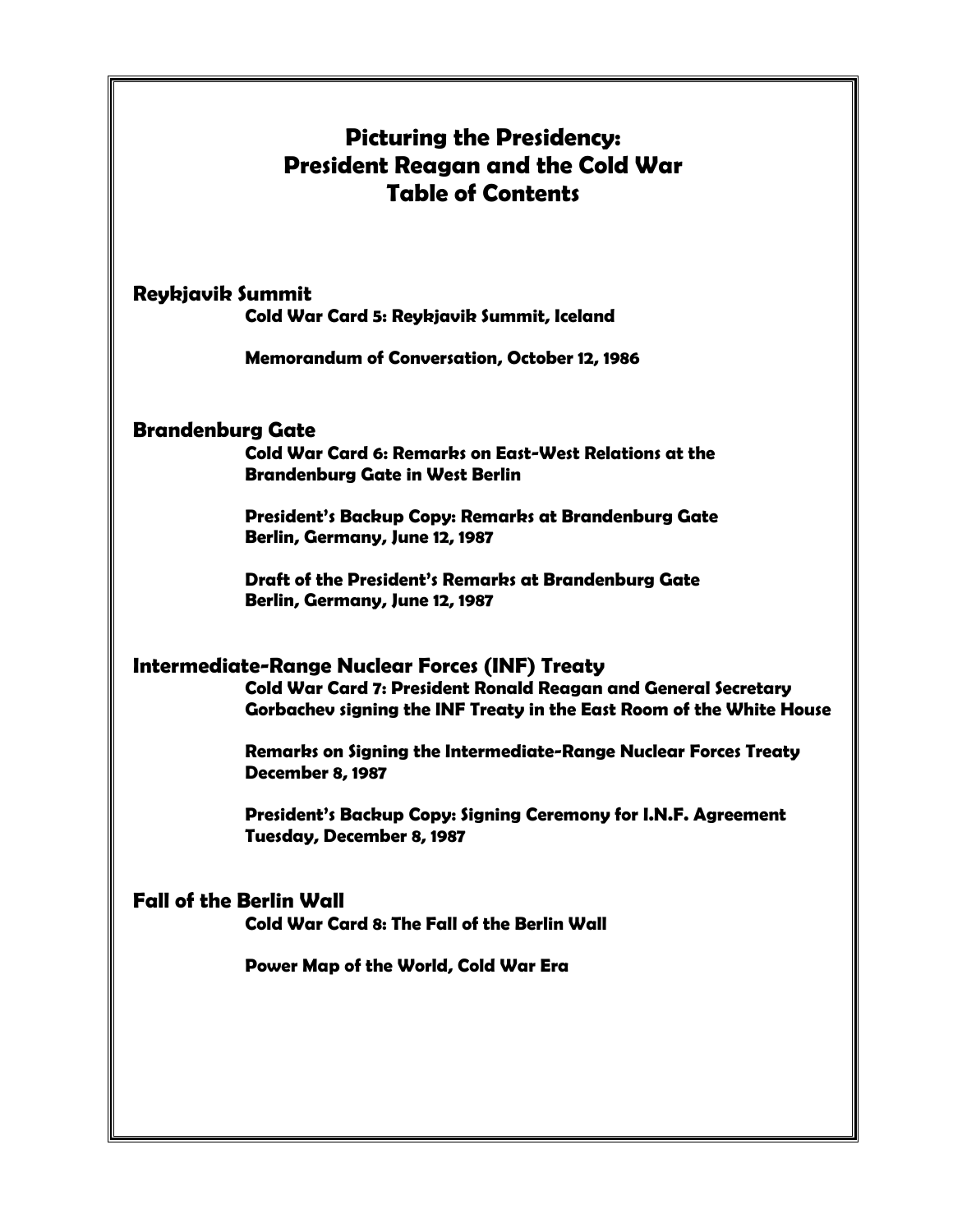# Picturing the Presidency: President Reagan and the Cold War Table of Contents

## Reykjavik Summit

**Cold War Card 5: Reykjavik Summit, Iceland**

**Memorandum of Conversation, October 12, 1986**

## Brandenburg Gate

**Cold War Card 6: Remarks on East-West Relations at the Brandenburg Gate in West Berlin**

**President's Backup Copy: Remarks at Brandenburg Gate Berlin, Germany, June 12, 1987**

**Draft of the President's Remarks at Brandenburg Gate Berlin, Germany, June 12, 1987**

## Intermediate-Range Nuclear Forces (INF) Treaty

**Cold War Card 7: President Ronald Reagan and General Secretary Gorbachev signing the INF Treaty in the East Room of the White House**

**Remarks on Signing the Intermediate-Range Nuclear Forces Treaty December 8, 1987**

**President's Backup Copy: Signing Ceremony for I.N.F. Agreement Tuesday, December 8, 1987**

## Fall of the Berlin Wall

**Cold War Card 8: The Fall of the Berlin Wall**

**Power Map of the World, Cold War Era**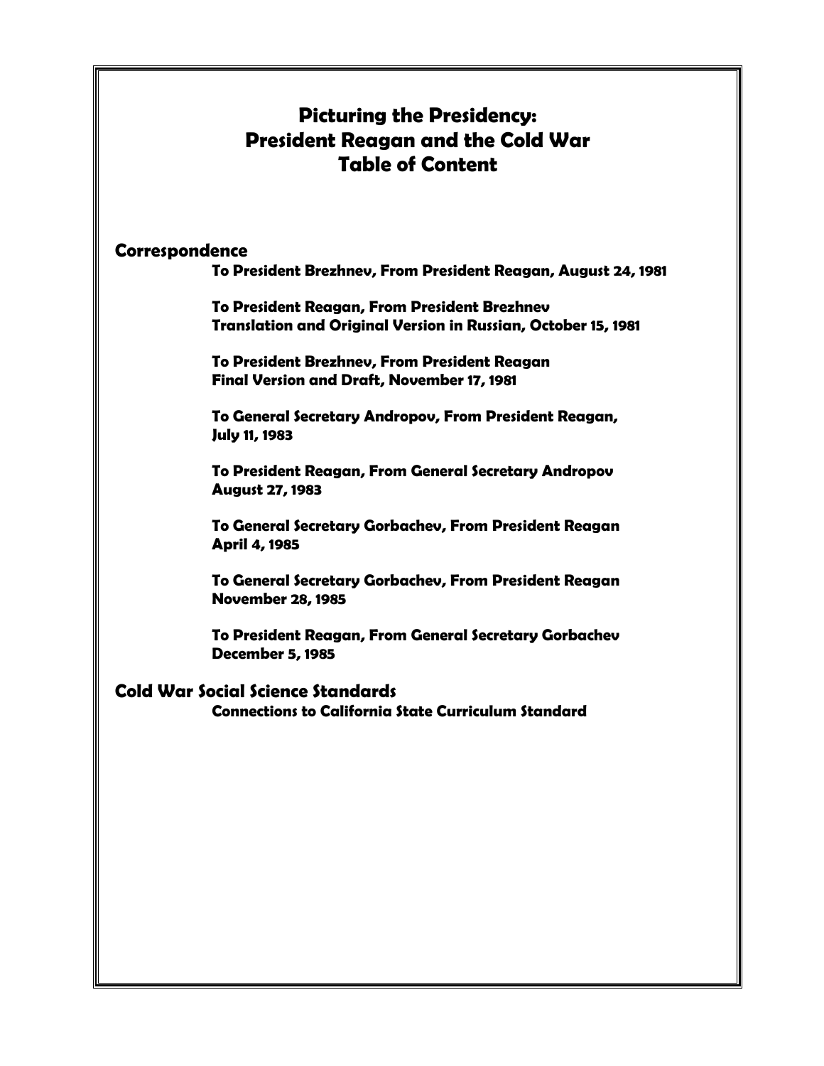# Picturing the Presidency: President Reagan and the Cold War Table of Content

## Correspondence

**To President Brezhnev, From President Reagan, August 24, 1981**

**To President Reagan, From President Brezhnev**
**Translation and Original Version in Russian, October 15, 1981**

**To President Brezhnev, From President Reagan**
**Final Version and Draft, November 17, 1981**

**To General Secretary Andropov, From President Reagan, July 11, 1983**

**To President Reagan, From General Secretary Andropov**
**August 27, 1983**

**To General Secretary Gorbachev, From President Reagan**
**April 4, 1985**

**To General Secretary Gorbachev, From President Reagan**
**November 28, 1985**

**To President Reagan, From General Secretary Gorbachev**
**December 5, 1985**

## Cold War Social Science Standards

**Connections to California State Curriculum Standard**